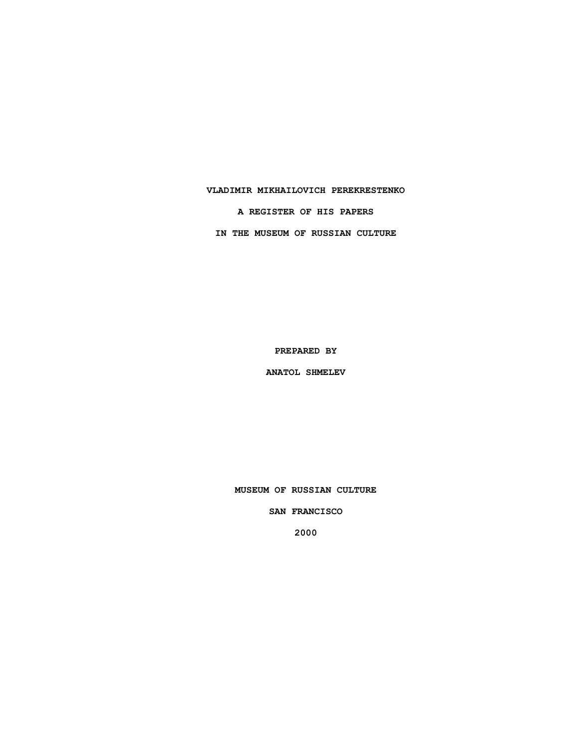# VLADIMIR MIKHAILOVICH PEREKRESTENKO

## A REGISTER OF HIS PAPERS

## IN THE MUSEUM OF RUSSIAN CULTURE

PREPARED BY

ANATOL SHMELEV

MUSEUM OF RUSSIAN CULTURE

SAN FRANCISCO

2000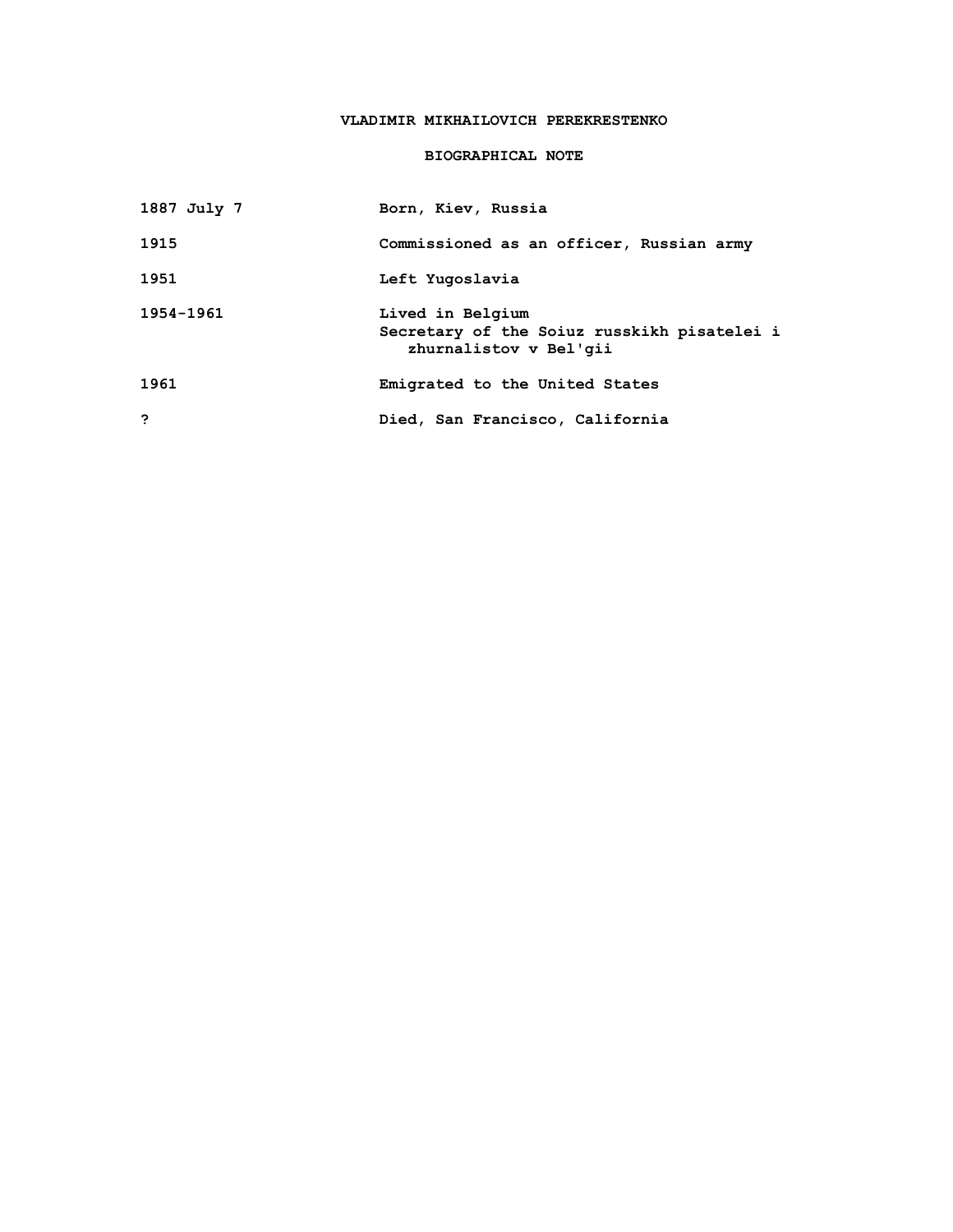# VLADIMIR MIKHAILOVICH PEREKRESTENKO

## BIOGRAPHICAL NOTE

| | |
|---|---|
| 1887 July 7 | Born, Kiev, Russia |
| 1915 | Commissioned as an officer, Russian army |
| 1951 | Left Yugoslavia |
| 1954-1961 | Lived in Belgium<br>Secretary of the Soiuz russkikh pisatelei i zhurnalistov v Bel'gii |
| 1961 | Emigrated to the United States |
| ? | Died, San Francisco, California |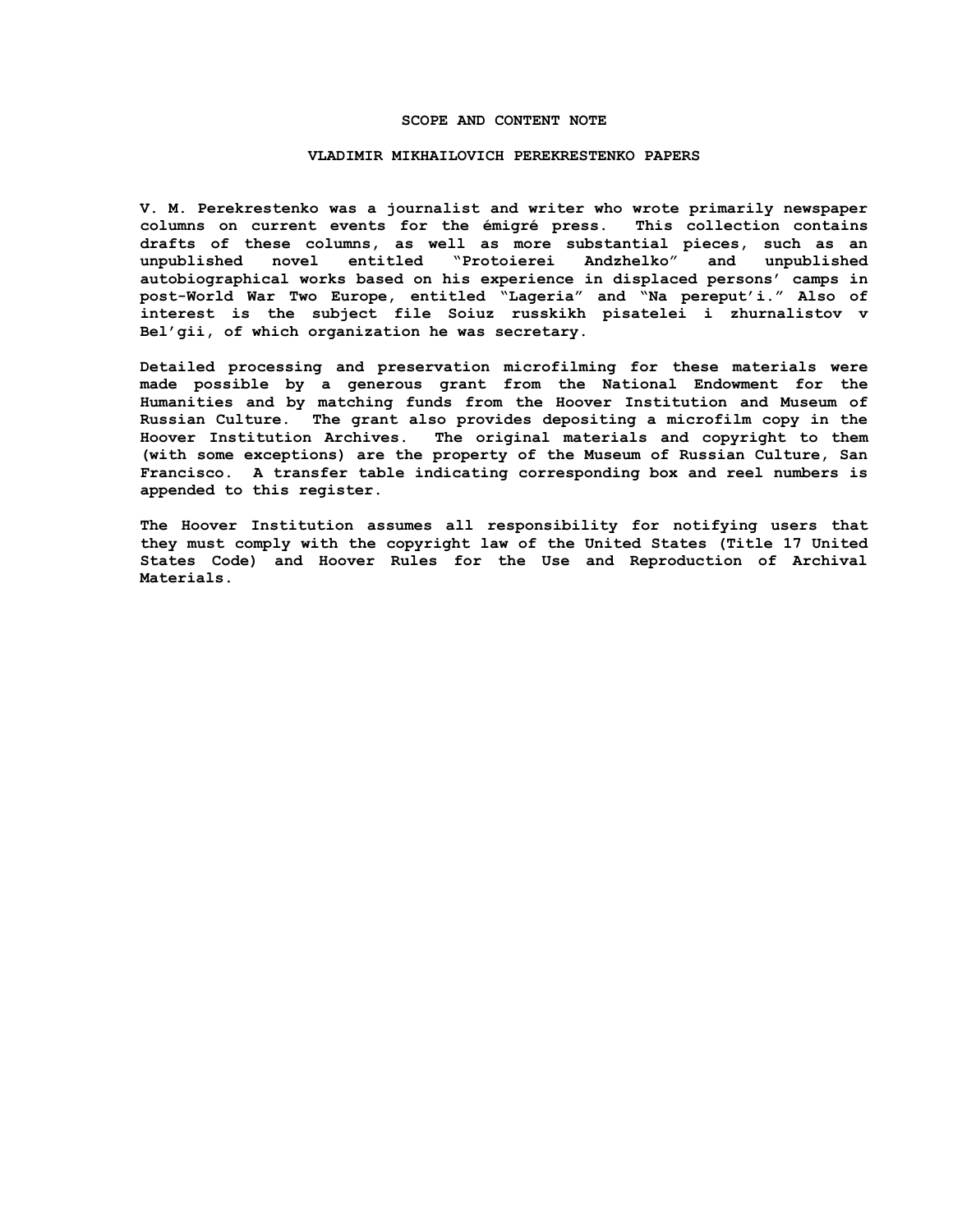## SCOPE AND CONTENT NOTE

## VLADIMIR MIKHAILOVICH PEREKRESTENKO PAPERS

V. M. Perekrestenko was a journalist and writer who wrote primarily newspaper columns on current events for the émigré press. This collection contains drafts of these columns, as well as more substantial pieces, such as an unpublished novel entitled "Protoierei Andzhelko" and unpublished autobiographical works based on his experience in displaced persons' camps in post-World War Two Europe, entitled "Lageria" and "Na pereput'i." Also of interest is the subject file Soiuz russkikh pisatelei i zhurnalistov v Bel'gii, of which organization he was secretary.

Detailed processing and preservation microfilming for these materials were made possible by a generous grant from the National Endowment for the Humanities and by matching funds from the Hoover Institution and Museum of Russian Culture. The grant also provides depositing a microfilm copy in the Hoover Institution Archives. The original materials and copyright to them (with some exceptions) are the property of the Museum of Russian Culture, San Francisco. A transfer table indicating corresponding box and reel numbers is appended to this register.

The Hoover Institution assumes all responsibility for notifying users that they must comply with the copyright law of the United States (Title 17 United States Code) and Hoover Rules for the Use and Reproduction of Archival Materials.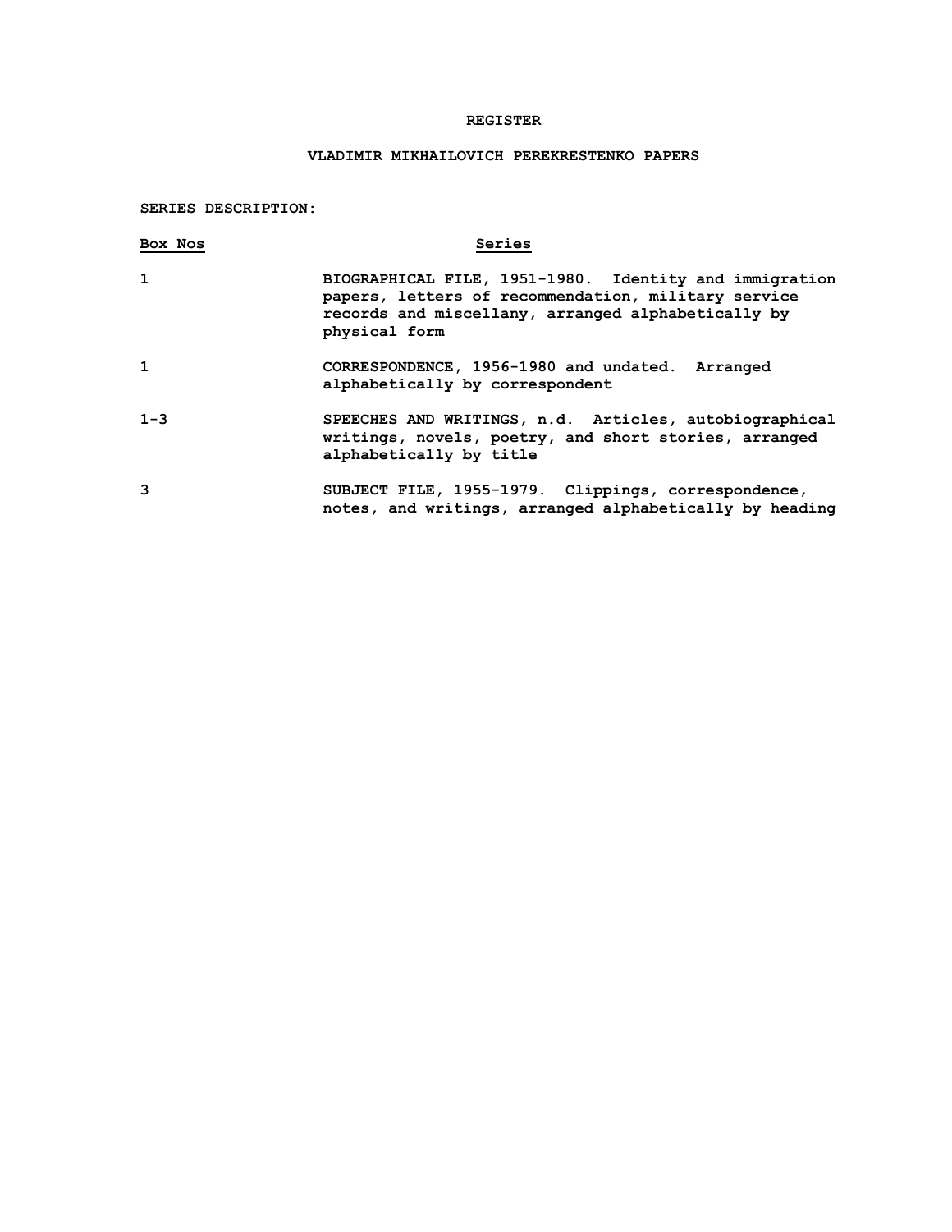# REGISTER

## VLADIMIR MIKHAILOVICH PEREKRESTENKO PAPERS

**SERIES DESCRIPTION:**

| Box Nos | Series |
| --- | --- |
| 1 | BIOGRAPHICAL FILE, 1951-1980. Identity and immigration papers, letters of recommendation, military service records and miscellany, arranged alphabetically by physical form |
| 1 | CORRESPONDENCE, 1956-1980 and undated. Arranged alphabetically by correspondent |
| 1-3 | SPEECHES AND WRITINGS, n.d. Articles, autobiographical writings, novels, poetry, and short stories, arranged alphabetically by title |
| 3 | SUBJECT FILE, 1955-1979. Clippings, correspondence, notes, and writings, arranged alphabetically by heading |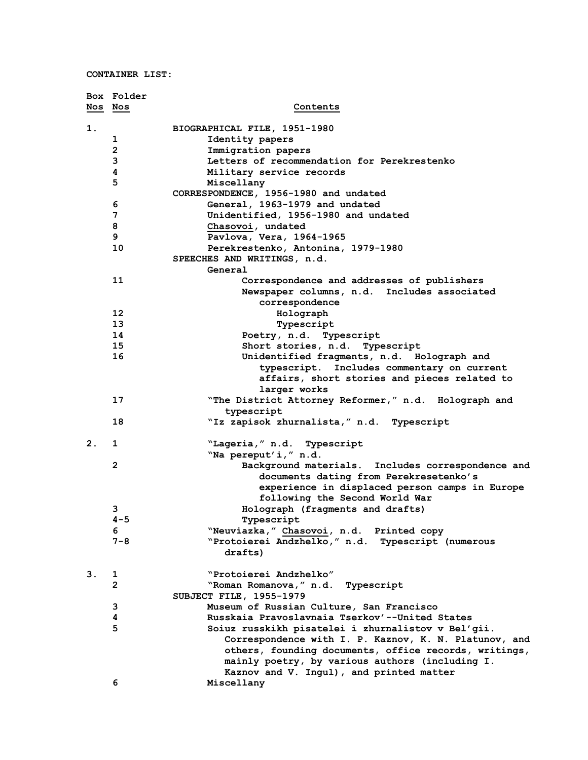CONTAINER LIST:

| Box Nos | Folder Nos | Contents |
|---|---|---|
| 1. | | BIOGRAPHICAL FILE, 1951-1980 |
| | 1 | Identity papers |
| | 2 | Immigration papers |
| | 3 | Letters of recommendation for Perekrestenko |
| | 4 | Military service records |
| | 5 | Miscellany |
| | | CORRESPONDENCE, 1956-1980 and undated |
| | 6 | General, 1963-1979 and undated |
| | 7 | Unidentified, 1956-1980 and undated |
| | 8 | _Chasovoi_, undated |
| | 9 | Pavlova, Vera, 1964-1965 |
| | 10 | Perekrestenko, Antonina, 1979-1980 |
| | | SPEECHES AND WRITINGS, n.d. |
| | | General |
| | 11 | Correspondence and addresses of publishers |
| | | Newspaper columns, n.d. Includes associated correspondence |
| | 12 | Holograph |
| | 13 | Typescript |
| | 14 | Poetry, n.d. Typescript |
| | 15 | Short stories, n.d. Typescript |
| | 16 | Unidentified fragments, n.d. Holograph and typescript. Includes commentary on current affairs, short stories and pieces related to larger works |
| | 17 | "The District Attorney Reformer," n.d. Holograph and typescript |
| | 18 | "Iz zapisok zhurnalista," n.d. Typescript |
| 2. | 1 | "Lageria," n.d. Typescript |
| | | "Na pereput'i," n.d. |
| | 2 | Background materials. Includes correspondence and documents dating from Perekresetenko's experience in displaced person camps in Europe following the Second World War |
| | 3 | Holograph (fragments and drafts) |
| | 4-5 | Typescript |
| | 6 | "Neuviazka," _Chasovoi_, n.d. Printed copy |
| | 7-8 | "Protoierei Andzhelko," n.d. Typescript (numerous drafts) |
| 3. | 1 | "Protoierei Andzhelko" |
| | 2 | "Roman Romanova," n.d. Typescript |
| | | SUBJECT FILE, 1955-1979 |
| | 3 | Museum of Russian Culture, San Francisco |
| | 4 | Russkaia Pravoslavnaia Tserkov'--United States |
| | 5 | Soiuz russkikh pisatelei i zhurnalistov v Bel'gii. Correspondence with I. P. Kaznov, K. N. Platunov, and others, founding documents, office records, writings, mainly poetry, by various authors (including I. Kaznov and V. Ingul), and printed matter |
| | 6 | Miscellany |